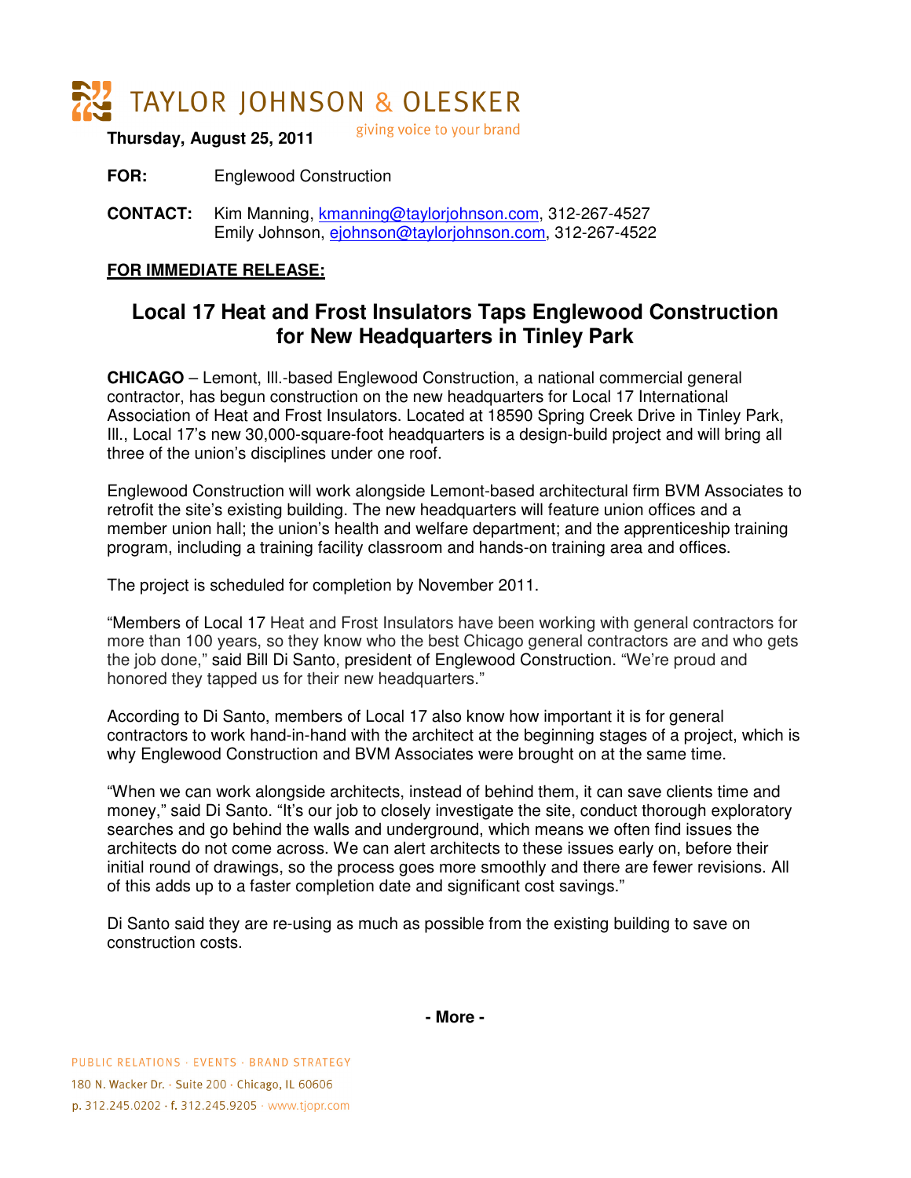TAYLOR JOHNSON & OLESKER

giving voice to your brand

**Thursday, August 25, 2011**

**FOR:** Englewood Construction

**CONTACT:** Kim Manning, kmanning@taylorjohnson.com, 312-267-4527
Emily Johnson, ejohnson@taylorjohnson.com, 312-267-4522

**FOR IMMEDIATE RELEASE:**

# Local 17 Heat and Frost Insulators Taps Englewood Construction for New Headquarters in Tinley Park

**CHICAGO** – Lemont, Ill.-based Englewood Construction, a national commercial general contractor, has begun construction on the new headquarters for Local 17 International Association of Heat and Frost Insulators. Located at 18590 Spring Creek Drive in Tinley Park, Ill., Local 17's new 30,000-square-foot headquarters is a design-build project and will bring all three of the union's disciplines under one roof.

Englewood Construction will work alongside Lemont-based architectural firm BVM Associates to retrofit the site's existing building. The new headquarters will feature union offices and a member union hall; the union's health and welfare department; and the apprenticeship training program, including a training facility classroom and hands-on training area and offices.

The project is scheduled for completion by November 2011.

"Members of Local 17 Heat and Frost Insulators have been working with general contractors for more than 100 years, so they know who the best Chicago general contractors are and who gets the job done," said Bill Di Santo, president of Englewood Construction. "We're proud and honored they tapped us for their new headquarters."

According to Di Santo, members of Local 17 also know how important it is for general contractors to work hand-in-hand with the architect at the beginning stages of a project, which is why Englewood Construction and BVM Associates were brought on at the same time.

"When we can work alongside architects, instead of behind them, it can save clients time and money," said Di Santo. "It's our job to closely investigate the site, conduct thorough exploratory searches and go behind the walls and underground, which means we often find issues the architects do not come across. We can alert architects to these issues early on, before their initial round of drawings, so the process goes more smoothly and there are fewer revisions. All of this adds up to a faster completion date and significant cost savings."

Di Santo said they are re-using as much as possible from the existing building to save on construction costs.

**- More -**

PUBLIC RELATIONS · EVENTS · BRAND STRATEGY
180 N. Wacker Dr. · Suite 200 · Chicago, IL 60606
p. 312.245.0202 · f. 312.245.9205 · www.tjopr.com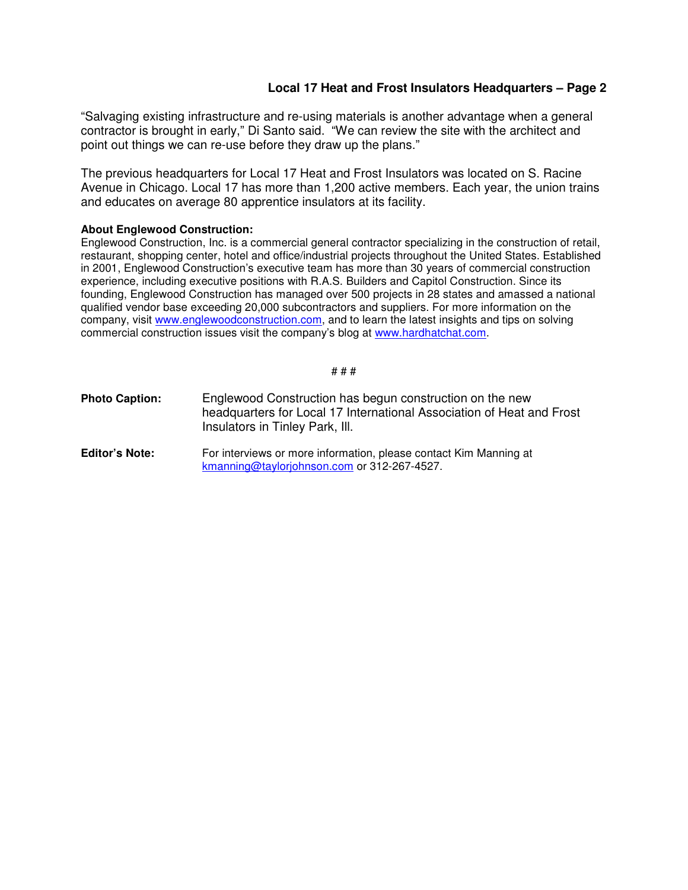"Salvaging existing infrastructure and re-using materials is another advantage when a general contractor is brought in early," Di Santo said. "We can review the site with the architect and point out things we can re-use before they draw up the plans."

The previous headquarters for Local 17 Heat and Frost Insulators was located on S. Racine Avenue in Chicago. Local 17 has more than 1,200 active members. Each year, the union trains and educates on average 80 apprentice insulators at its facility.

**About Englewood Construction:**

Englewood Construction, Inc. is a commercial general contractor specializing in the construction of retail, restaurant, shopping center, hotel and office/industrial projects throughout the United States. Established in 2001, Englewood Construction's executive team has more than 30 years of commercial construction experience, including executive positions with R.A.S. Builders and Capitol Construction. Since its founding, Englewood Construction has managed over 500 projects in 28 states and amassed a national qualified vendor base exceeding 20,000 subcontractors and suppliers. For more information on the company, visit www.englewoodconstruction.com, and to learn the latest insights and tips on solving commercial construction issues visit the company's blog at www.hardhatchat.com.

# # #

**Photo Caption:** Englewood Construction has begun construction on the new headquarters for Local 17 International Association of Heat and Frost Insulators in Tinley Park, Ill.

**Editor's Note:** For interviews or more information, please contact Kim Manning at kmanning@taylorjohnson.com or 312-267-4527.